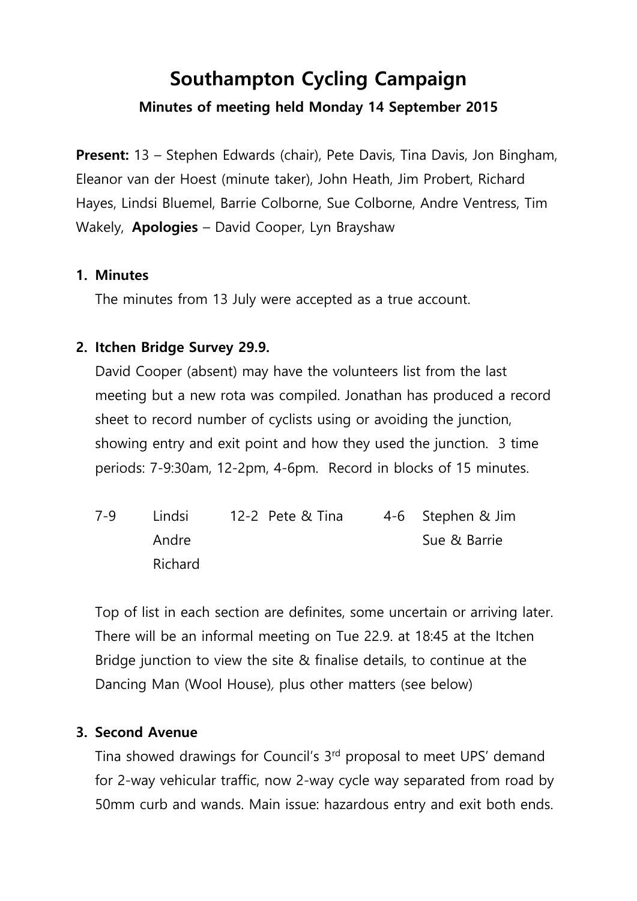# Southampton Cycling Campaign

**Minutes of meeting held Monday 14 September 2015**

**Present:** 13 – Stephen Edwards (chair), Pete Davis, Tina Davis, Jon Bingham, Eleanor van der Hoest (minute taker), John Heath, Jim Probert, Richard Hayes, Lindsi Bluemel, Barrie Colborne, Sue Colborne, Andre Ventress, Tim Wakely, **Apologies** – David Cooper, Lyn Brayshaw

1. **Minutes**

   The minutes from 13 July were accepted as a true account.

2. **Itchen Bridge Survey 29.9.**

   David Cooper (absent) may have the volunteers list from the last meeting but a new rota was compiled. Jonathan has produced a record sheet to record number of cyclists using or avoiding the junction, showing entry and exit point and how they used the junction. 3 time periods: 7-9:30am, 12-2pm, 4-6pm. Record in blocks of 15 minutes.

   | 7-9 | | 12-2 | | 4-6 | |
   |---|---|---|---|---|---|
   | | Lindsi | | Pete & Tina | | Stephen & Jim |
   | | Andre | | | | Sue & Barrie |
   | | Richard | | | | |

   Top of list in each section are definites, some uncertain or arriving later. There will be an informal meeting on Tue 22.9. at 18:45 at the Itchen Bridge junction to view the site & finalise details, to continue at the Dancing Man (Wool House)*,* plus other matters (see below)

3. **Second Avenue**

   Tina showed drawings for Council's 3rd proposal to meet UPS' demand for 2-way vehicular traffic, now 2-way cycle way separated from road by 50mm curb and wands. Main issue: hazardous entry and exit both ends.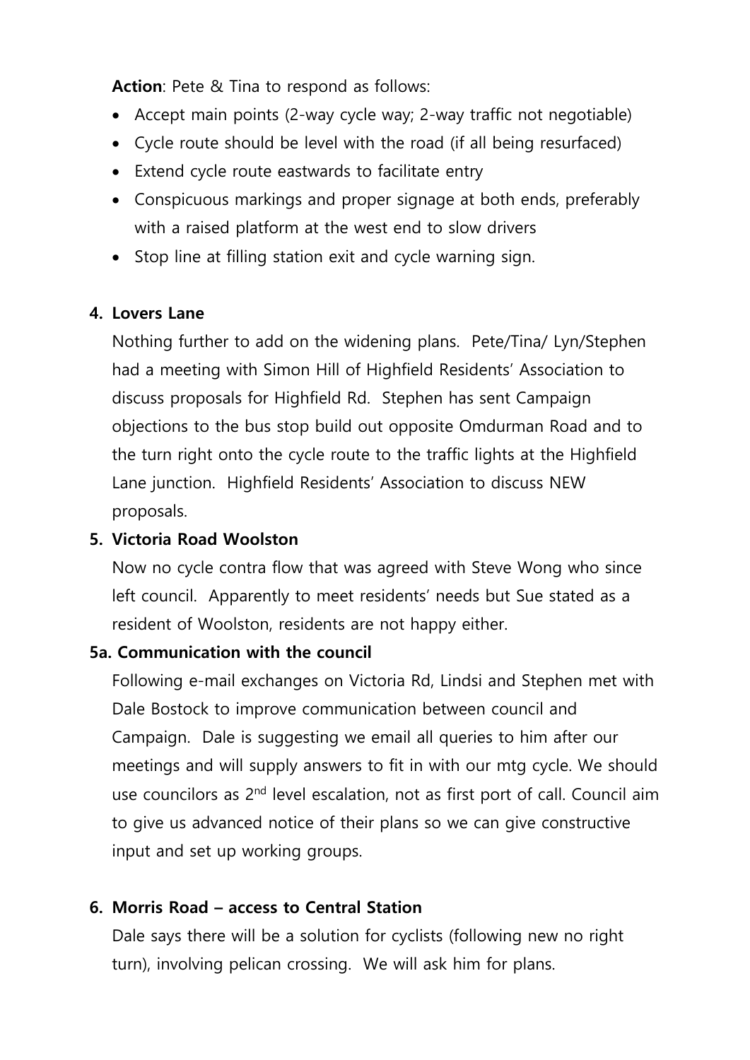**Action**: Pete & Tina to respond as follows:

- Accept main points (2-way cycle way; 2-way traffic not negotiable)
- Cycle route should be level with the road (if all being resurfaced)
- Extend cycle route eastwards to facilitate entry
- Conspicuous markings and proper signage at both ends, preferably with a raised platform at the west end to slow drivers
- Stop line at filling station exit and cycle warning sign.

**4. Lovers Lane**

Nothing further to add on the widening plans. Pete/Tina/ Lyn/Stephen had a meeting with Simon Hill of Highfield Residents' Association to discuss proposals for Highfield Rd. Stephen has sent Campaign objections to the bus stop build out opposite Omdurman Road and to the turn right onto the cycle route to the traffic lights at the Highfield Lane junction. Highfield Residents' Association to discuss NEW proposals.

**5. Victoria Road Woolston**

Now no cycle contra flow that was agreed with Steve Wong who since left council. Apparently to meet residents' needs but Sue stated as a resident of Woolston, residents are not happy either.

**5a. Communication with the council**

Following e-mail exchanges on Victoria Rd, Lindsi and Stephen met with Dale Bostock to improve communication between council and Campaign. Dale is suggesting we email all queries to him after our meetings and will supply answers to fit in with our mtg cycle. We should use councilors as 2nd level escalation, not as first port of call. Council aim to give us advanced notice of their plans so we can give constructive input and set up working groups.

**6. Morris Road – access to Central Station**

Dale says there will be a solution for cyclists (following new no right turn), involving pelican crossing. We will ask him for plans.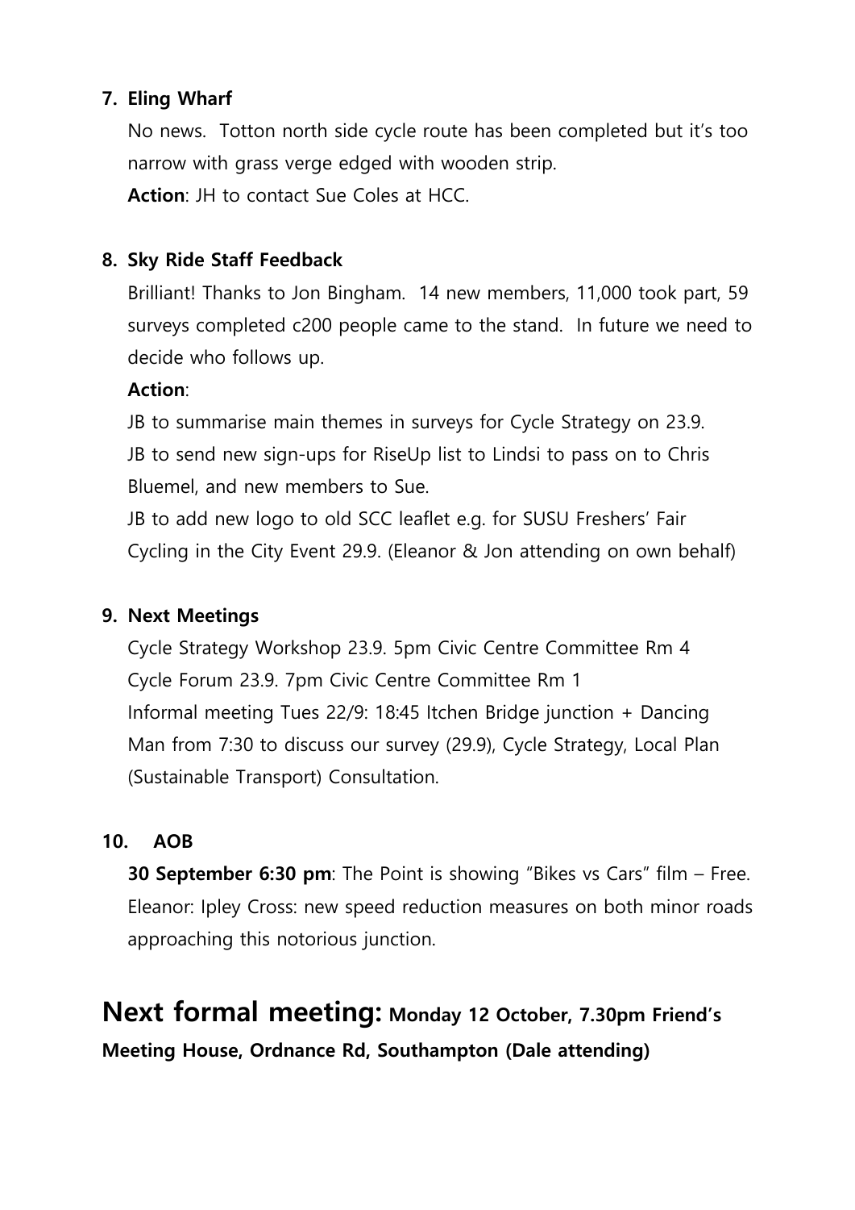7. **Eling Wharf**

   No news. Totton north side cycle route has been completed but it's too narrow with grass verge edged with wooden strip.

   **Action**: JH to contact Sue Coles at HCC.

8. **Sky Ride Staff Feedback**

   Brilliant! Thanks to Jon Bingham. 14 new members, 11,000 took part, 59 surveys completed c200 people came to the stand. In future we need to decide who follows up.

   **Action**:

   JB to summarise main themes in surveys for Cycle Strategy on 23.9.

   JB to send new sign-ups for RiseUp list to Lindsi to pass on to Chris Bluemel, and new members to Sue.

   JB to add new logo to old SCC leaflet e.g. for SUSU Freshers' Fair

   Cycling in the City Event 29.9. (Eleanor & Jon attending on own behalf)

9. **Next Meetings**

   Cycle Strategy Workshop 23.9. 5pm Civic Centre Committee Rm 4

   Cycle Forum 23.9. 7pm Civic Centre Committee Rm 1

   Informal meeting Tues 22/9: 18:45 Itchen Bridge junction + Dancing Man from 7:30 to discuss our survey (29.9), Cycle Strategy, Local Plan (Sustainable Transport) Consultation.

10. **AOB**

    **30 September 6:30 pm**: The Point is showing "Bikes vs Cars" film – Free.

    Eleanor: Ipley Cross: new speed reduction measures on both minor roads approaching this notorious junction.

## Next formal meeting: **Monday 12 October, 7.30pm Friend's Meeting House, Ordnance Rd, Southampton (Dale attending)**